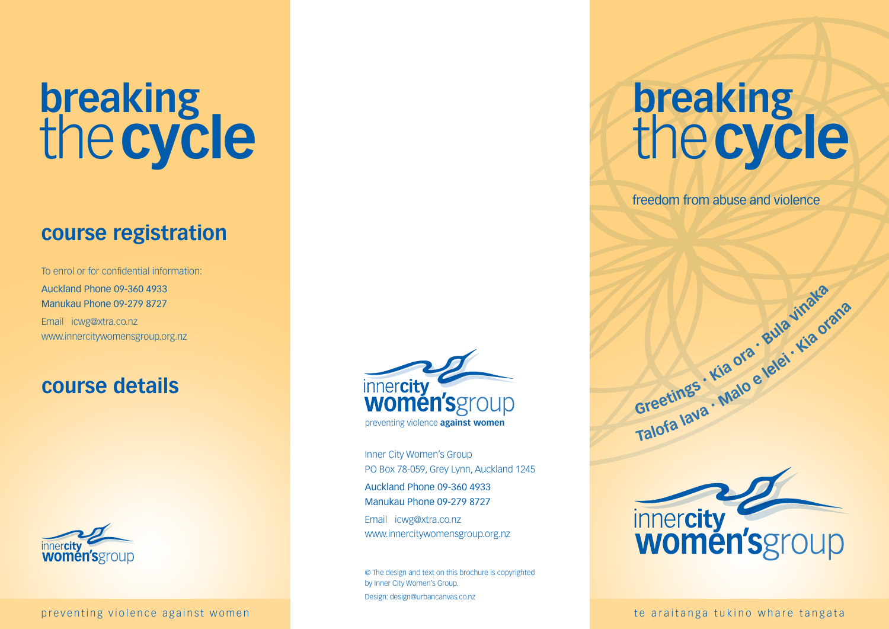# breaking the cycle

## course registration

To enrol or for confidential information:

Auckland Phone 09-360 4933
Manukau Phone 09-279 8727

Email icwg@xtra.co.nz
www.innercitywomensgroup.org.nz

## course details

innercity women'sgroup

preventing violence against women

innercity women'sgroup
preventing violence **against women**

Inner City Women's Group
PO Box 78-059, Grey Lynn, Auckland 1245

Auckland Phone 09-360 4933
Manukau Phone 09-279 8727

Email icwg@xtra.co.nz
www.innercitywomensgroup.org.nz

© The design and text on this brochure is copyrighted by Inner City Women's Group.
Design: design@urbancanvas.co.nz

# breaking the cycle

freedom from abuse and violence

**Greetings · Kia ora · Bula vinaka**
**Talofa lava · Malo e lelei · Kia orana**

innercity women'sgroup

te araitanga tukino whare tangata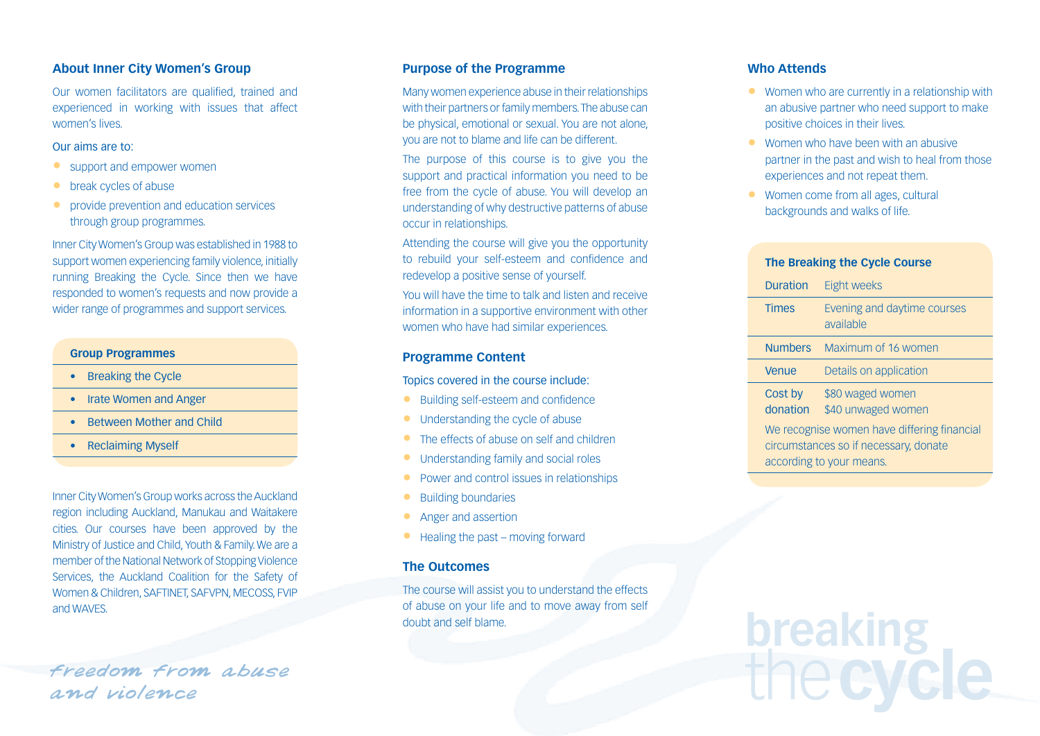## About Inner City Women's Group

Our women facilitators are qualified, trained and experienced in working with issues that affect women's lives.

Our aims are to:

- support and empower women
- break cycles of abuse
- provide prevention and education services through group programmes.

Inner City Women's Group was established in 1988 to support women experiencing family violence, initially running Breaking the Cycle. Since then we have responded to women's requests and now provide a wider range of programmes and support services.

**Group Programmes**

- Breaking the Cycle
- Irate Women and Anger
- Between Mother and Child
- Reclaiming Myself

Inner City Women's Group works across the Auckland region including Auckland, Manukau and Waitakere cities. Our courses have been approved by the Ministry of Justice and Child, Youth & Family. We are a member of the National Network of Stopping Violence Services, the Auckland Coalition for the Safety of Women & Children, SAFTINET, SAFVPN, MECOSS, FVIP and WAVES.

*freedom from abuse and violence*

## Purpose of the Programme

Many women experience abuse in their relationships with their partners or family members. The abuse can be physical, emotional or sexual. You are not alone, you are not to blame and life can be different.

The purpose of this course is to give you the support and practical information you need to be free from the cycle of abuse. You will develop an understanding of why destructive patterns of abuse occur in relationships.

Attending the course will give you the opportunity to rebuild your self-esteem and confidence and redevelop a positive sense of yourself.

You will have the time to talk and listen and receive information in a supportive environment with other women who have had similar experiences.

## Programme Content

Topics covered in the course include:

- Building self-esteem and confidence
- Understanding the cycle of abuse
- The effects of abuse on self and children
- Understanding family and social roles
- Power and control issues in relationships
- Building boundaries
- Anger and assertion
- Healing the past – moving forward

## The Outcomes

The course will assist you to understand the effects of abuse on your life and to move away from self doubt and self blame.

## Who Attends

- Women who are currently in a relationship with an abusive partner who need support to make positive choices in their lives.
- Women who have been with an abusive partner in the past and wish to heal from those experiences and not repeat them.
- Women come from all ages, cultural backgrounds and walks of life.

**The Breaking the Cycle Course**

| | |
|---|---|
| Duration | Eight weeks |
| Times | Evening and daytime courses available |
| Numbers | Maximum of 16 women |
| Venue | Details on application |
| Cost by donation | $80 waged women<br>$40 unwaged women |

We recognise women have differing financial circumstances so if necessary, donate according to your means.

**breaking the cycle**